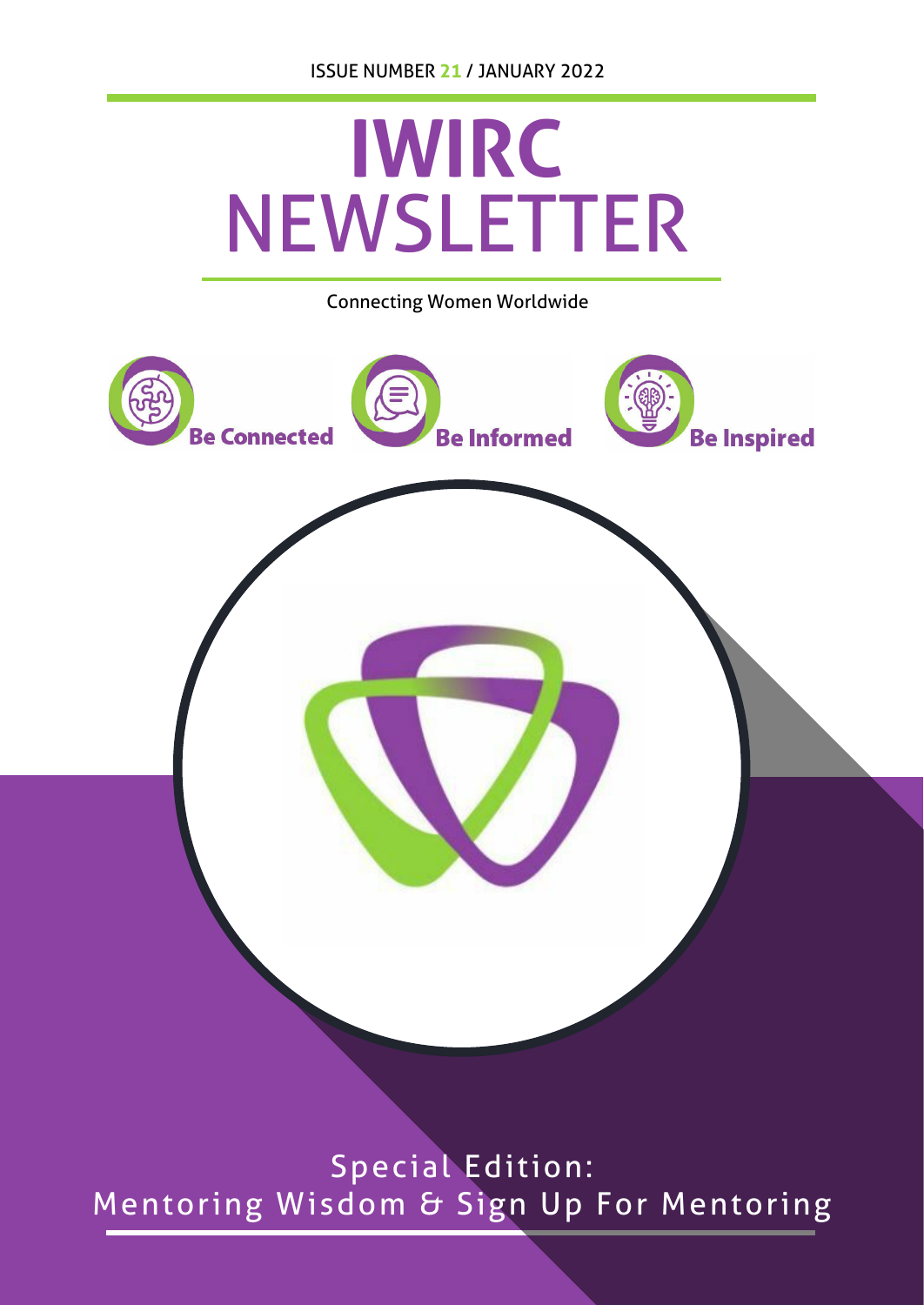ISSUE NUMBER 21 / JANUARY 2022

# IWIRC NEWSLETTER

Connecting Women Worldwide

**Be Connected** **Be Informed** **Be Inspired**

## Special Edition: Mentoring Wisdom & Sign Up For Mentoring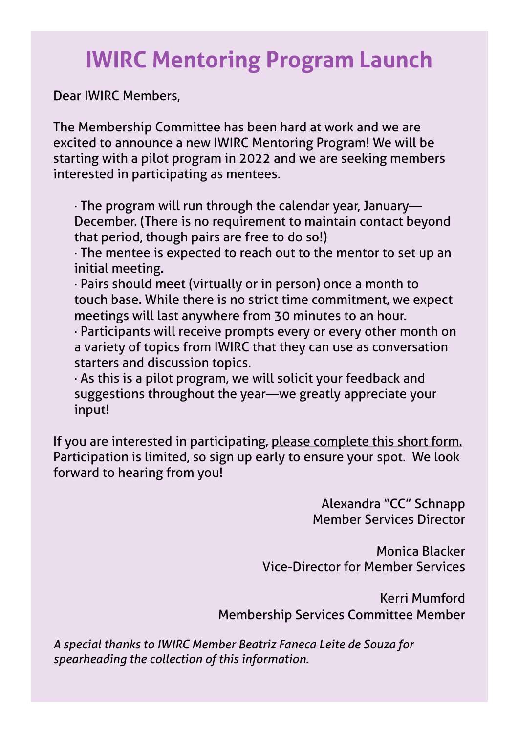# IWIRC Mentoring Program Launch

Dear IWIRC Members,

The Membership Committee has been hard at work and we are excited to announce a new IWIRC Mentoring Program! We will be starting with a pilot program in 2022 and we are seeking members interested in participating as mentees.

- The program will run through the calendar year, January—December. (There is no requirement to maintain contact beyond that period, though pairs are free to do so!)
- The mentee is expected to reach out to the mentor to set up an initial meeting.
- Pairs should meet (virtually or in person) once a month to touch base. While there is no strict time commitment, we expect meetings will last anywhere from 30 minutes to an hour.
- Participants will receive prompts every or every other month on a variety of topics from IWIRC that they can use as conversation starters and discussion topics.
- As this is a pilot program, we will solicit your feedback and suggestions throughout the year—we greatly appreciate your input!

If you are interested in participating, please complete this short form. Participation is limited, so sign up early to ensure your spot. We look forward to hearing from you!

Alexandra "CC" Schnapp
Member Services Director

Monica Blacker
Vice-Director for Member Services

Kerri Mumford
Membership Services Committee Member

*A special thanks to IWIRC Member Beatriz Faneca Leite de Souza for spearheading the collection of this information.*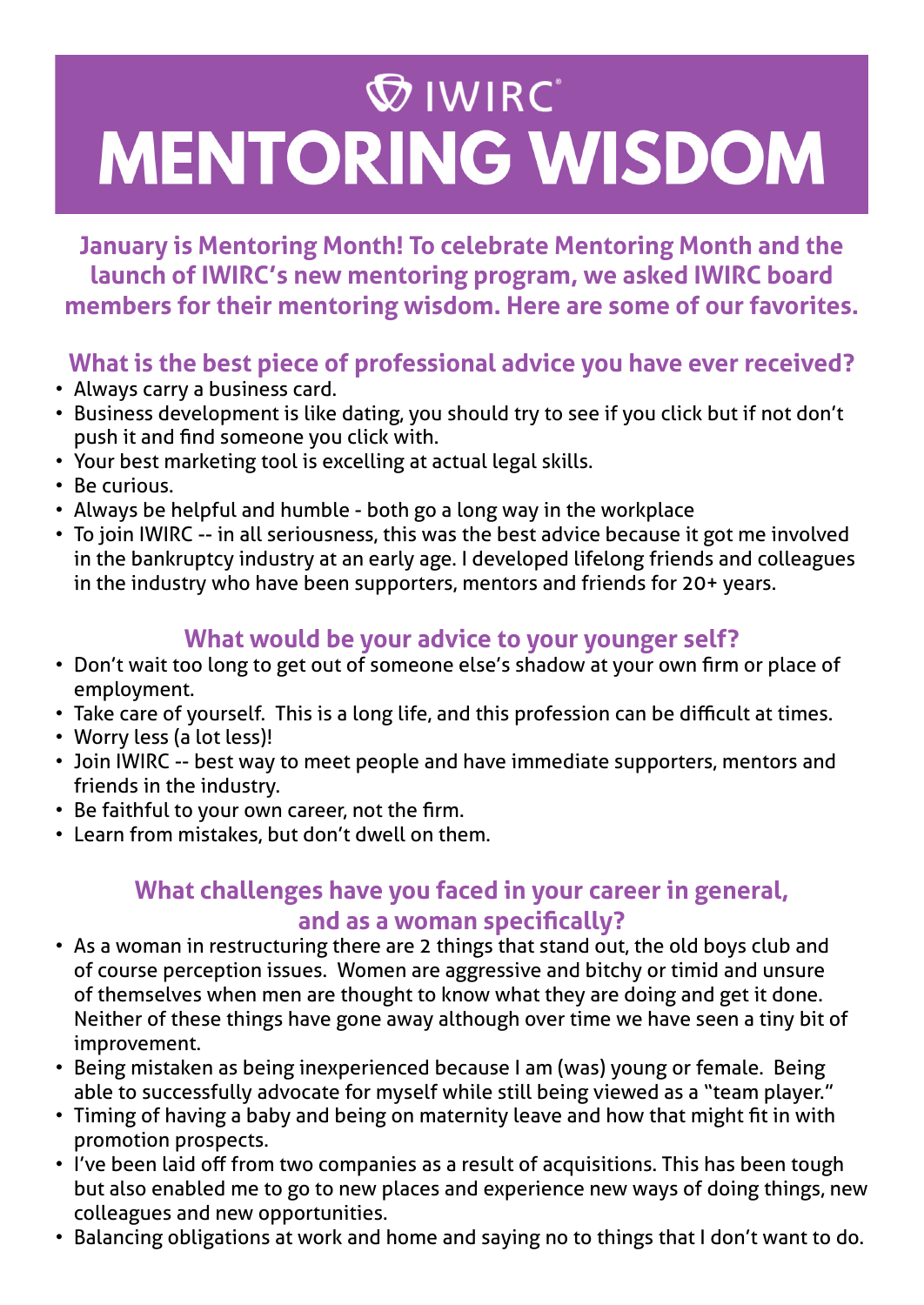# IWIRC®

# MENTORING WISDOM

**January is Mentoring Month! To celebrate Mentoring Month and the launch of IWIRC's new mentoring program, we asked IWIRC board members for their mentoring wisdom. Here are some of our favorites.**

## What is the best piece of professional advice you have ever received?

- Always carry a business card.
- Business development is like dating, you should try to see if you click but if not don't push it and find someone you click with.
- Your best marketing tool is excelling at actual legal skills.
- Be curious.
- Always be helpful and humble - both go a long way in the workplace
- To join IWIRC -- in all seriousness, this was the best advice because it got me involved in the bankruptcy industry at an early age. I developed lifelong friends and colleagues in the industry who have been supporters, mentors and friends for 20+ years.

## What would be your advice to your younger self?

- Don't wait too long to get out of someone else's shadow at your own firm or place of employment.
- Take care of yourself. This is a long life, and this profession can be difficult at times.
- Worry less (a lot less)!
- Join IWIRC -- best way to meet people and have immediate supporters, mentors and friends in the industry.
- Be faithful to your own career, not the firm.
- Learn from mistakes, but don't dwell on them.

## What challenges have you faced in your career in general, and as a woman specifically?

- As a woman in restructuring there are 2 things that stand out, the old boys club and of course perception issues. Women are aggressive and bitchy or timid and unsure of themselves when men are thought to know what they are doing and get it done. Neither of these things have gone away although over time we have seen a tiny bit of improvement.
- Being mistaken as being inexperienced because I am (was) young or female. Being able to successfully advocate for myself while still being viewed as a "team player."
- Timing of having a baby and being on maternity leave and how that might fit in with promotion prospects.
- I've been laid off from two companies as a result of acquisitions. This has been tough but also enabled me to go to new places and experience new ways of doing things, new colleagues and new opportunities.
- Balancing obligations at work and home and saying no to things that I don't want to do.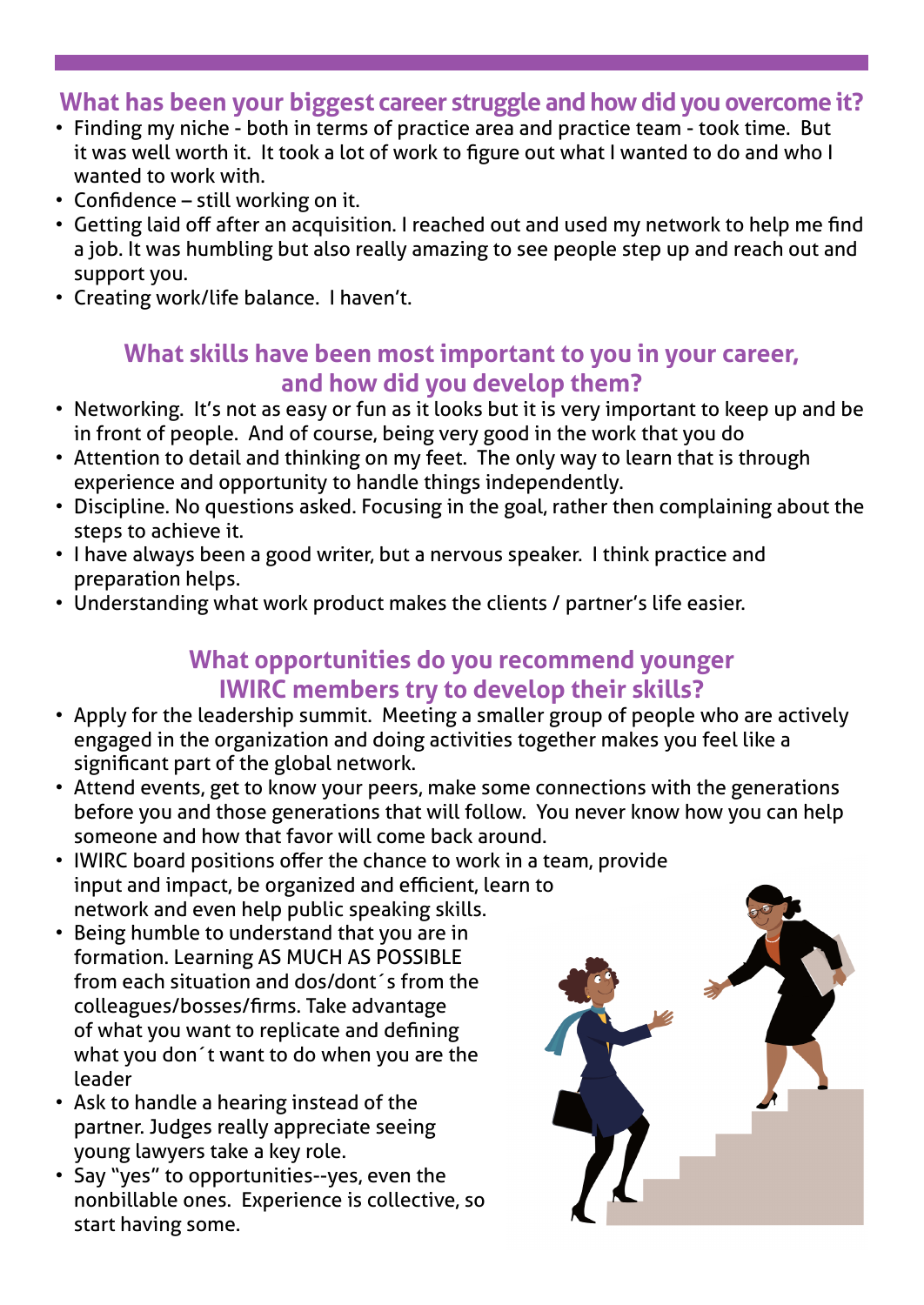## What has been your biggest career struggle and how did you overcome it?

- Finding my niche - both in terms of practice area and practice team - took time. But it was well worth it. It took a lot of work to figure out what I wanted to do and who I wanted to work with.
- Confidence – still working on it.
- Getting laid off after an acquisition. I reached out and used my network to help me find a job. It was humbling but also really amazing to see people step up and reach out and support you.
- Creating work/life balance. I haven't.

## What skills have been most important to you in your career, and how did you develop them?

- Networking. It's not as easy or fun as it looks but it is very important to keep up and be in front of people. And of course, being very good in the work that you do
- Attention to detail and thinking on my feet. The only way to learn that is through experience and opportunity to handle things independently.
- Discipline. No questions asked. Focusing in the goal, rather then complaining about the steps to achieve it.
- I have always been a good writer, but a nervous speaker. I think practice and preparation helps.
- Understanding what work product makes the clients / partner's life easier.

## What opportunities do you recommend younger IWIRC members try to develop their skills?

- Apply for the leadership summit. Meeting a smaller group of people who are actively engaged in the organization and doing activities together makes you feel like a significant part of the global network.
- Attend events, get to know your peers, make some connections with the generations before you and those generations that will follow. You never know how you can help someone and how that favor will come back around.
- IWIRC board positions offer the chance to work in a team, provide input and impact, be organized and efficient, learn to network and even help public speaking skills.
- Being humble to understand that you are in formation. Learning AS MUCH AS POSSIBLE from each situation and dos/dont´s from the colleagues/bosses/firms. Take advantage of what you want to replicate and defining what you don´t want to do when you are the leader
- Ask to handle a hearing instead of the partner. Judges really appreciate seeing young lawyers take a key role.
- Say "yes" to opportunities--yes, even the nonbillable ones. Experience is collective, so start having some.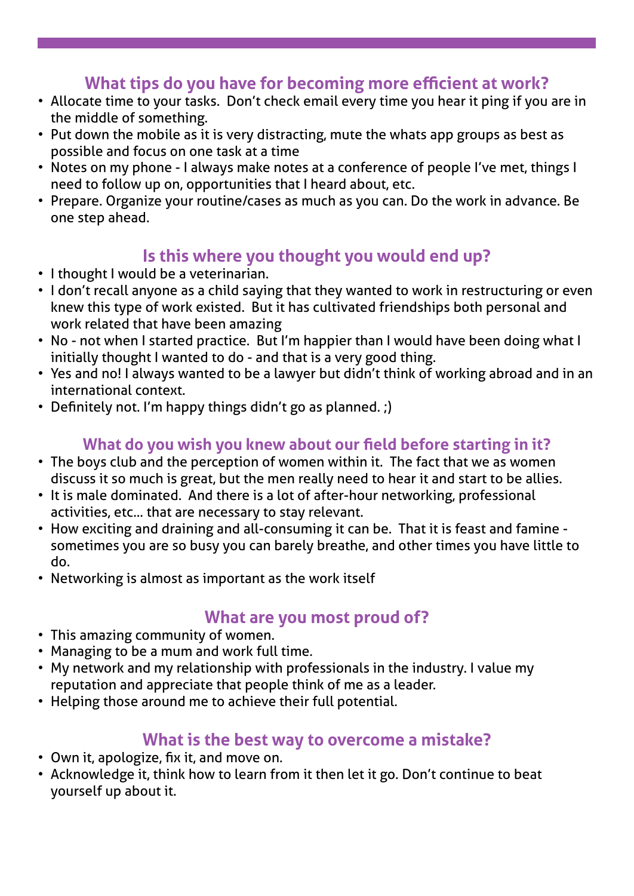## What tips do you have for becoming more efficient at work?

- Allocate time to your tasks. Don't check email every time you hear it ping if you are in the middle of something.
- Put down the mobile as it is very distracting, mute the whats app groups as best as possible and focus on one task at a time
- Notes on my phone - I always make notes at a conference of people I've met, things I need to follow up on, opportunities that I heard about, etc.
- Prepare. Organize your routine/cases as much as you can. Do the work in advance. Be one step ahead.

## Is this where you thought you would end up?

- I thought I would be a veterinarian.
- I don't recall anyone as a child saying that they wanted to work in restructuring or even knew this type of work existed. But it has cultivated friendships both personal and work related that have been amazing
- No - not when I started practice. But I'm happier than I would have been doing what I initially thought I wanted to do - and that is a very good thing.
- Yes and no! I always wanted to be a lawyer but didn't think of working abroad and in an international context.
- Definitely not. I'm happy things didn't go as planned. ;)

## What do you wish you knew about our field before starting in it?

- The boys club and the perception of women within it. The fact that we as women discuss it so much is great, but the men really need to hear it and start to be allies.
- It is male dominated. And there is a lot of after-hour networking, professional activities, etc... that are necessary to stay relevant.
- How exciting and draining and all-consuming it can be. That it is feast and famine - sometimes you are so busy you can barely breathe, and other times you have little to do.
- Networking is almost as important as the work itself

## What are you most proud of?

- This amazing community of women.
- Managing to be a mum and work full time.
- My network and my relationship with professionals in the industry. I value my reputation and appreciate that people think of me as a leader.
- Helping those around me to achieve their full potential.

## What is the best way to overcome a mistake?

- Own it, apologize, fix it, and move on.
- Acknowledge it, think how to learn from it then let it go. Don't continue to beat yourself up about it.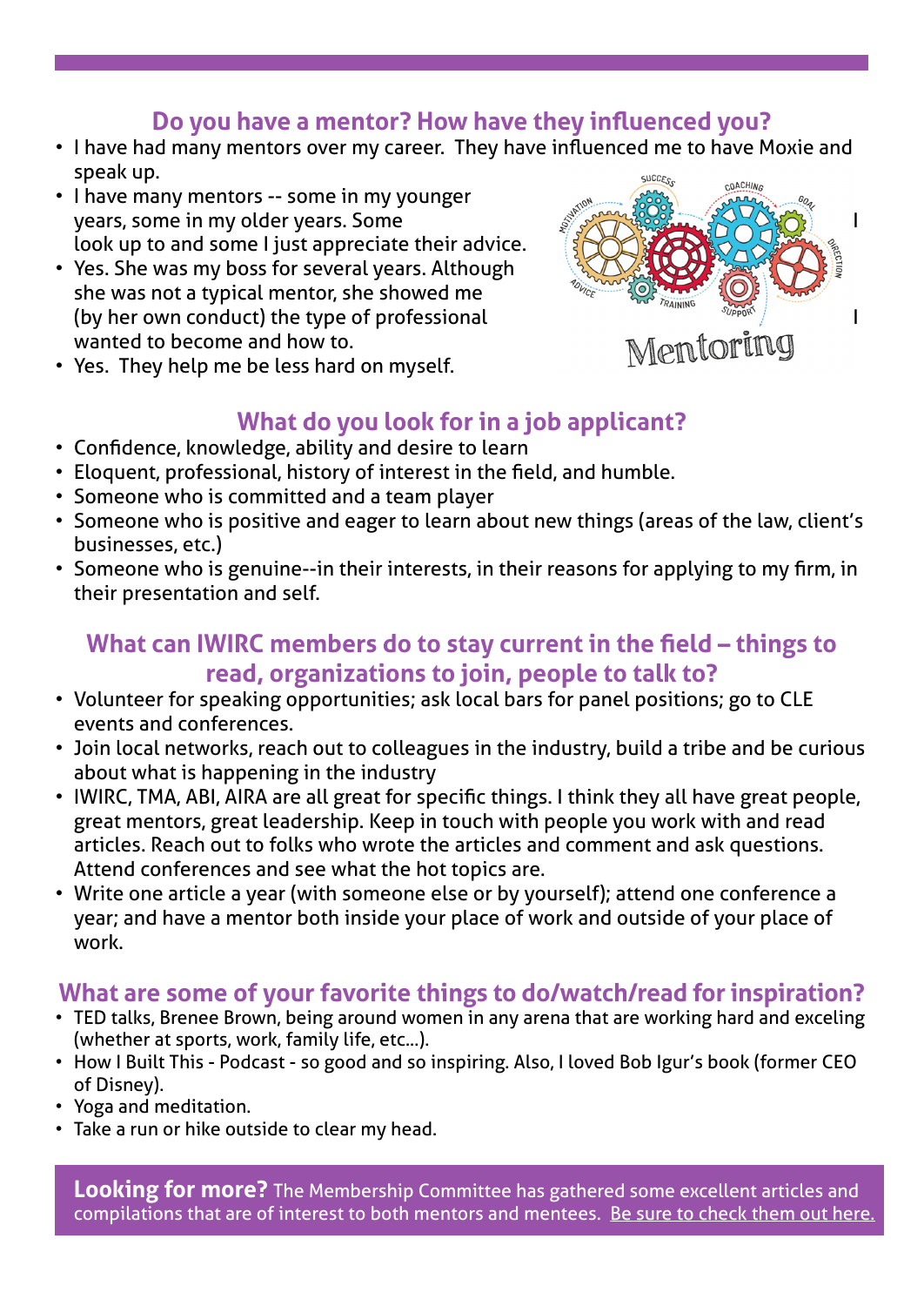## Do you have a mentor? How have they influenced you?

- I have had many mentors over my career. They have influenced me to have Moxie and speak up.
- I have many mentors -- some in my younger years, some in my older years. Some I look up to and some I just appreciate their advice.
- Yes. She was my boss for several years. Although she was not a typical mentor, she showed me (by her own conduct) the type of professional I wanted to become and how to.
- Yes. They help me be less hard on myself.

## What do you look for in a job applicant?

- Confidence, knowledge, ability and desire to learn
- Eloquent, professional, history of interest in the field, and humble.
- Someone who is committed and a team player
- Someone who is positive and eager to learn about new things (areas of the law, client's businesses, etc.)
- Someone who is genuine--in their interests, in their reasons for applying to my firm, in their presentation and self.

## What can IWIRC members do to stay current in the field – things to read, organizations to join, people to talk to?

- Volunteer for speaking opportunities; ask local bars for panel positions; go to CLE events and conferences.
- Join local networks, reach out to colleagues in the industry, build a tribe and be curious about what is happening in the industry
- IWIRC, TMA, ABI, AIRA are all great for specific things. I think they all have great people, great mentors, great leadership. Keep in touch with people you work with and read articles. Reach out to folks who wrote the articles and comment and ask questions. Attend conferences and see what the hot topics are.
- Write one article a year (with someone else or by yourself); attend one conference a year; and have a mentor both inside your place of work and outside of your place of work.

## What are some of your favorite things to do/watch/read for inspiration?

- TED talks, Brenee Brown, being around women in any arena that are working hard and exceling (whether at sports, work, family life, etc...).
- How I Built This - Podcast - so good and so inspiring. Also, I loved Bob Igur's book (former CEO of Disney).
- Yoga and meditation.
- Take a run or hike outside to clear my head.

**Looking for more?** The Membership Committee has gathered some excellent articles and compilations that are of interest to both mentors and mentees. Be sure to check them out here.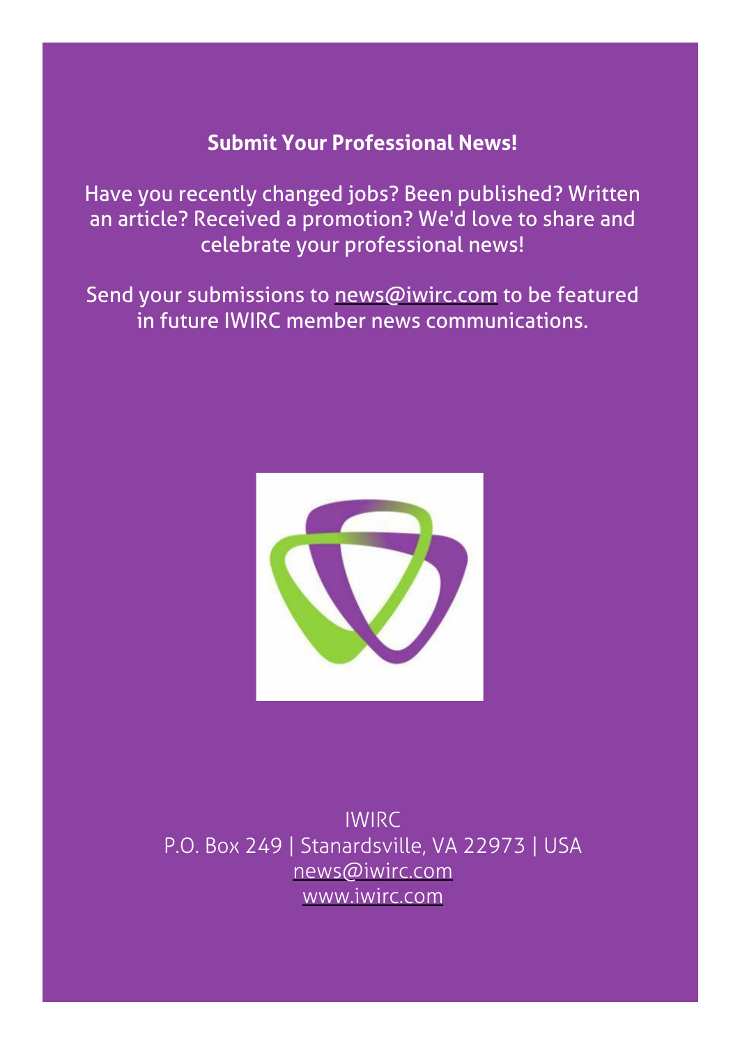**Submit Your Professional News!**

Have you recently changed jobs? Been published? Written an article? Received a promotion? We'd love to share and celebrate your professional news!

Send your submissions to news@iwirc.com to be featured in future IWIRC member news communications.

IWIRC
P.O. Box 249 | Stanardsville, VA 22973 | USA
news@iwirc.com
www.iwirc.com